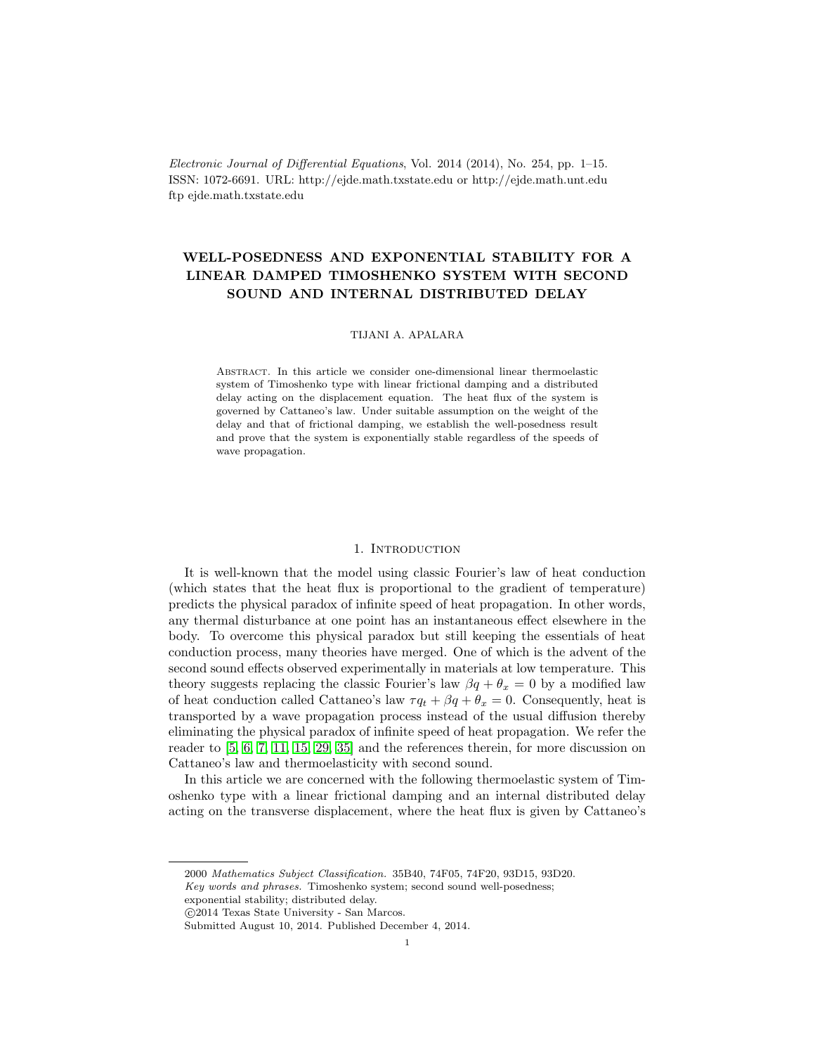# WELL-POSEDNESS AND EXPONENTIAL STABILITY FOR A LINEAR DAMPED TIMOSHENKO SYSTEM WITH SECOND SOUND AND INTERNAL DISTRIBUTED DELAY

TIJANI A. APALARA

Abstract. In this article we consider one-dimensional linear thermoelastic system of Timoshenko type with linear frictional damping and a distributed delay acting on the displacement equation. The heat flux of the system is governed by Cattaneo's law. Under suitable assumption on the weight of the delay and that of frictional damping, we establish the well-posedness result and prove that the system is exponentially stable regardless of the speeds of wave propagation.

## 1. Introduction

It is well-known that the model using classic Fourier's law of heat conduction (which states that the heat flux is proportional to the gradient of temperature) predicts the physical paradox of infinite speed of heat propagation. In other words, any thermal disturbance at one point has an instantaneous effect elsewhere in the body. To overcome this physical paradox but still keeping the essentials of heat conduction process, many theories have merged. One of which is the advent of the second sound effects observed experimentally in materials at low temperature. This theory suggests replacing the classic Fourier's law $\beta q + \theta_x = 0$ by a modified law of heat conduction called Cattaneo's law $\tau q_t + \beta q + \theta_x = 0$. Consequently, heat is transported by a wave propagation process instead of the usual diffusion thereby eliminating the physical paradox of infinite speed of heat propagation. We refer the reader to [5, 6, 7, 11, 15, 29, 35] and the references therein, for more discussion on Cattaneo's law and thermoelasticity with second sound.

In this article we are concerned with the following thermoelastic system of Timoshenko type with a linear frictional damping and an internal distributed delay acting on the transverse displacement, where the heat flux is given by Cattaneo's

---

2000 *Mathematics Subject Classification.* 35B40, 74F05, 74F20, 93D15, 93D20.
*Key words and phrases.* Timoshenko system; second sound well-posedness; exponential stability; distributed delay.
©2014 Texas State University - San Marcos.
Submitted August 10, 2014. Published December 4, 2014.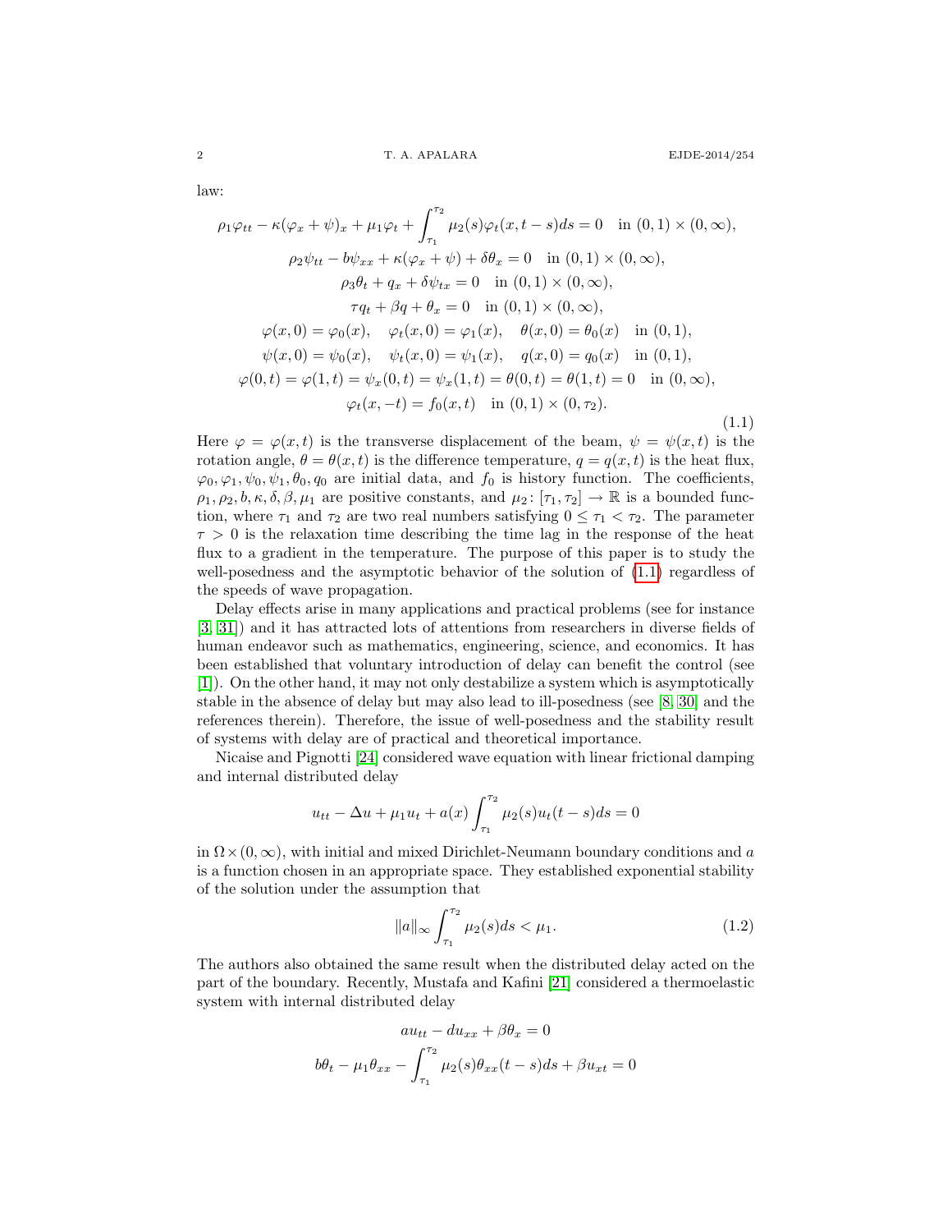law:

$$
\begin{gathered}
\rho_1\varphi_{tt} - \kappa(\varphi_x + \psi)_x + \mu_1\varphi_t + \int_{\tau_1}^{\tau_2} \mu_2(s)\varphi_t(x, t-s)ds = 0 \quad \text{in } (0,1)\times(0,\infty), \\
\rho_2\psi_{tt} - b\psi_{xx} + \kappa(\varphi_x + \psi) + \delta\theta_x = 0 \quad \text{in } (0,1)\times(0,\infty), \\
\rho_3\theta_t + q_x + \delta\psi_{tx} = 0 \quad \text{in } (0,1)\times(0,\infty), \\
\tau q_t + \beta q + \theta_x = 0 \quad \text{in } (0,1)\times(0,\infty), \\
\varphi(x,0) = \varphi_0(x), \quad \varphi_t(x,0) = \varphi_1(x), \quad \theta(x,0) = \theta_0(x) \quad \text{in } (0,1), \\
\psi(x,0) = \psi_0(x), \quad \psi_t(x,0) = \psi_1(x), \quad q(x,0) = q_0(x) \quad \text{in } (0,1), \\
\varphi(0,t) = \varphi(1,t) = \psi_x(0,t) = \psi_x(1,t) = \theta(0,t) = \theta(1,t) = 0 \quad \text{in } (0,\infty), \\
\varphi_t(x,-t) = f_0(x,t) \quad \text{in } (0,1)\times(0,\tau_2).
\end{gathered}
\tag{1.1}
$$

Here $\varphi = \varphi(x,t)$ is the transverse displacement of the beam, $\psi = \psi(x,t)$ is the rotation angle, $\theta = \theta(x,t)$ is the difference temperature, $q = q(x,t)$ is the heat flux, $\varphi_0, \varphi_1, \psi_0, \psi_1, \theta_0, q_0$ are initial data, and $f_0$ is history function. The coefficients, $\rho_1, \rho_2, b, \kappa, \delta, \beta, \mu_1$ are positive constants, and $\mu_2\colon [\tau_1, \tau_2] \to \mathbb{R}$ is a bounded function, where $\tau_1$ and $\tau_2$ are two real numbers satisfying $0 \le \tau_1 < \tau_2$. The parameter $\tau > 0$ is the relaxation time describing the time lag in the response of the heat flux to a gradient in the temperature. The purpose of this paper is to study the well-posedness and the asymptotic behavior of the solution of (1.1) regardless of the speeds of wave propagation.

Delay effects arise in many applications and practical problems (see for instance [3, 31]) and it has attracted lots of attentions from researchers in diverse fields of human endeavor such as mathematics, engineering, science, and economics. It has been established that voluntary introduction of delay can benefit the control (see [1]). On the other hand, it may not only destabilize a system which is asymptotically stable in the absence of delay but may also lead to ill-posedness (see [8, 30] and the references therein). Therefore, the issue of well-posedness and the stability result of systems with delay are of practical and theoretical importance.

Nicaise and Pignotti [24] considered wave equation with linear frictional damping and internal distributed delay

$$
u_{tt} - \Delta u + \mu_1 u_t + a(x)\int_{\tau_1}^{\tau_2} \mu_2(s)u_t(t-s)ds = 0
$$

in $\Omega\times(0,\infty)$, with initial and mixed Dirichlet-Neumann boundary conditions and $a$ is a function chosen in an appropriate space. They established exponential stability of the solution under the assumption that

$$
\|a\|_\infty \int_{\tau_1}^{\tau_2} \mu_2(s)ds < \mu_1. \tag{1.2}
$$

The authors also obtained the same result when the distributed delay acted on the part of the boundary. Recently, Mustafa and Kafini [21] considered a thermoelastic system with internal distributed delay

$$
\begin{gathered}
au_{tt} - du_{xx} + \beta\theta_x = 0 \\
b\theta_t - \mu_1\theta_{xx} - \int_{\tau_1}^{\tau_2} \mu_2(s)\theta_{xx}(t-s)ds + \beta u_{xt} = 0
\end{gathered}
$$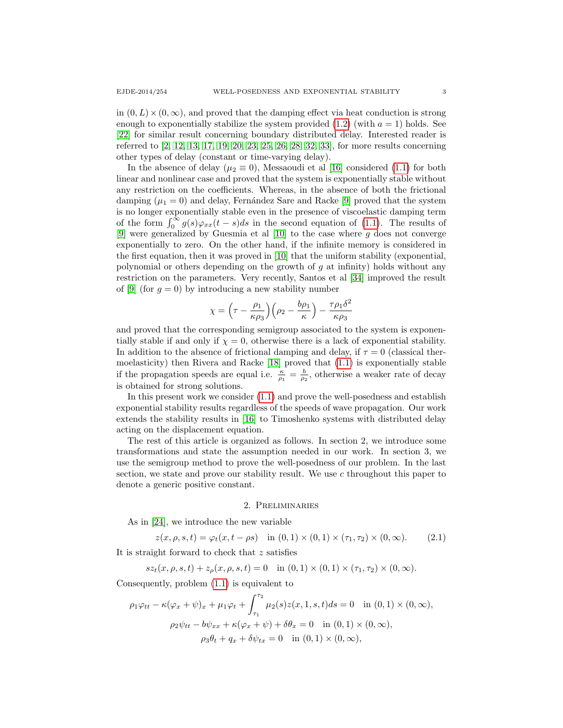in $(0,L)\times(0,\infty)$, and proved that the damping effect via heat conduction is strong enough to exponentially stabilize the system provided (1.2) (with $a=1$) holds. See [22] for similar result concerning boundary distributed delay. Interested reader is referred to [2, 12, 13, 17, 19, 20, 23, 25, 26, 28, 32, 33], for more results concerning other types of delay (constant or time-varying delay).

In the absence of delay ($\mu_2 \equiv 0$), Messaoudi et al [16] considered (1.1) for both linear and nonlinear case and proved that the system is exponentially stable without any restriction on the coefficients. Whereas, in the absence of both the frictional damping ($\mu_1 = 0$) and delay, Fernández Sare and Racke [9] proved that the system is no longer exponentially stable even in the presence of viscoelastic damping term of the form $\int_0^\infty g(s)\varphi_{xx}(t-s)ds$ in the second equation of (1.1). The results of [9] were generalized by Guesmia et al [10] to the case where $g$ does not converge exponentially to zero. On the other hand, if the infinite memory is considered in the first equation, then it was proved in [10] that the uniform stability (exponential, polynomial or others depending on the growth of $g$ at infinity) holds without any restriction on the parameters. Very recently, Santos et al [34] improved the result of [9] (for $g=0$) by introducing a new stability number

$$
\chi = \Big(\tau - \frac{\rho_1}{\kappa\rho_3}\Big)\Big(\rho_2 - \frac{b\rho_1}{\kappa}\Big) - \frac{\tau\rho_1\delta^2}{\kappa\rho_3}
$$

and proved that the corresponding semigroup associated to the system is exponentially stable if and only if $\chi = 0$, otherwise there is a lack of exponential stability. In addition to the absence of frictional damping and delay, if $\tau = 0$ (classical thermoelasticity) then Rivera and Racke [18] proved that (1.1) is exponentially stable if the propagation speeds are equal i.e. $\frac{\kappa}{\rho_1} = \frac{b}{\rho_2}$, otherwise a weaker rate of decay is obtained for strong solutions.

In this present work we consider (1.1) and prove the well-posedness and establish exponential stability results regardless of the speeds of wave propagation. Our work extends the stability results in [16] to Timoshenko systems with distributed delay acting on the displacement equation.

The rest of this article is organized as follows. In section 2, we introduce some transformations and state the assumption needed in our work. In section 3, we use the semigroup method to prove the well-posedness of our problem. In the last section, we state and prove our stability result. We use $c$ throughout this paper to denote a generic positive constant.

## 2. Preliminaries

As in [24], we introduce the new variable

$$
z(x,\rho,s,t) = \varphi_t(x, t-\rho s) \quad \text{in } (0,1)\times(0,1)\times(\tau_1,\tau_2)\times(0,\infty). \tag{2.1}
$$

It is straight forward to check that $z$ satisfies

$$
sz_t(x,\rho,s,t) + z_\rho(x,\rho,s,t) = 0 \quad \text{in } (0,1)\times(0,1)\times(\tau_1,\tau_2)\times(0,\infty).
$$

Consequently, problem (1.1) is equivalent to

$$
\begin{gathered}
\rho_1\varphi_{tt} - \kappa(\varphi_x+\psi)_x + \mu_1\varphi_t + \int_{\tau_1}^{\tau_2}\mu_2(s)z(x,1,s,t)ds = 0 \quad \text{in } (0,1)\times(0,\infty),\\
\rho_2\psi_{tt} - b\psi_{xx} + \kappa(\varphi_x+\psi) + \delta\theta_x = 0 \quad \text{in } (0,1)\times(0,\infty),\\
\rho_3\theta_t + q_x + \delta\psi_{tx} = 0 \quad \text{in } (0,1)\times(0,\infty),
\end{gathered}
$$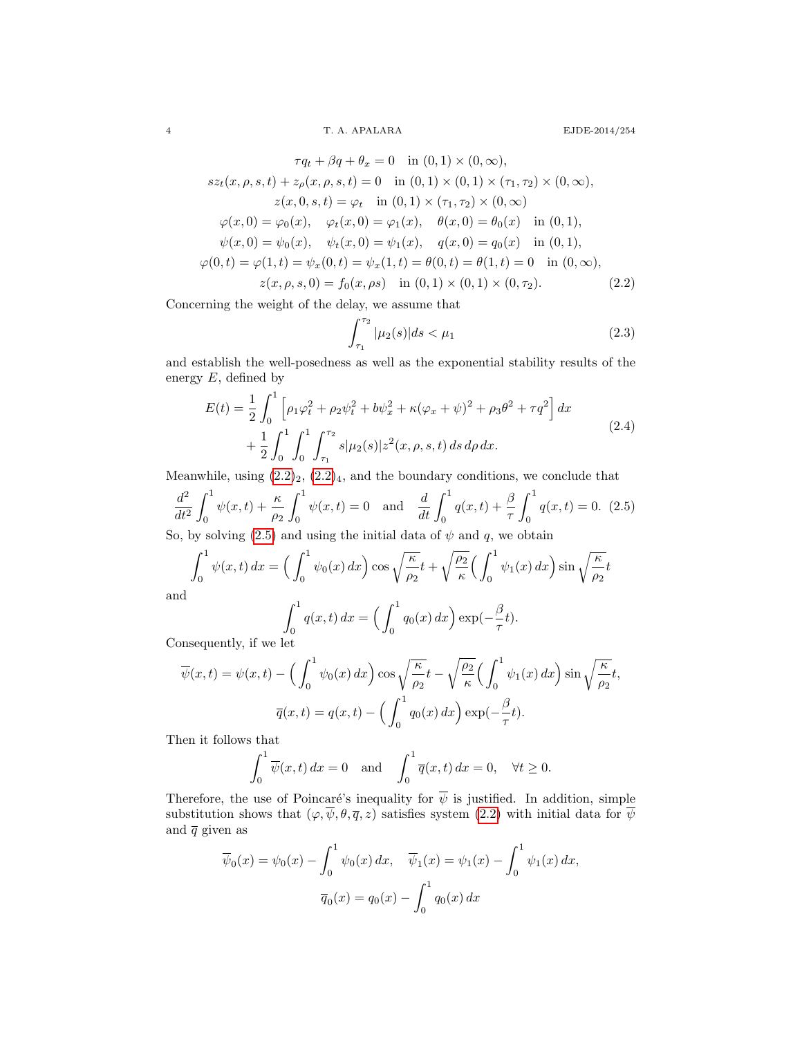$$
\begin{gathered}
\tau q_t + \beta q + \theta_x = 0 \quad \text{in } (0,1) \times (0,\infty), \\
s z_t(x,\rho,s,t) + z_\rho(x,\rho,s,t) = 0 \quad \text{in } (0,1) \times (0,1) \times (\tau_1,\tau_2) \times (0,\infty), \\
z(x,0,s,t) = \varphi_t \quad \text{in } (0,1) \times (\tau_1,\tau_2) \times (0,\infty) \\
\varphi(x,0) = \varphi_0(x), \quad \varphi_t(x,0) = \varphi_1(x), \quad \theta(x,0) = \theta_0(x) \quad \text{in } (0,1), \\
\psi(x,0) = \psi_0(x), \quad \psi_t(x,0) = \psi_1(x), \quad q(x,0) = q_0(x) \quad \text{in } (0,1), \\
\varphi(0,t) = \varphi(1,t) = \psi_x(0,t) = \psi_x(1,t) = \theta(0,t) = \theta(1,t) = 0 \quad \text{in } (0,\infty), \\
z(x,\rho,s,0) = f_0(x,\rho s) \quad \text{in } (0,1) \times (0,1) \times (0,\tau_2).
\end{gathered}
\tag{2.2}
$$

Concerning the weight of the delay, we assume that

$$
\int_{\tau_1}^{\tau_2} |\mu_2(s)| ds < \mu_1 \tag{2.3}
$$

and establish the well-posedness as well as the exponential stability results of the energy $E$, defined by

$$
\begin{aligned}
E(t) = &\frac{1}{2} \int_0^1 \Big[ \rho_1 \varphi_t^2 + \rho_2 \psi_t^2 + b \psi_x^2 + \kappa (\varphi_x + \psi)^2 + \rho_3 \theta^2 + \tau q^2 \Big] \, dx \\
&+ \frac{1}{2} \int_0^1 \int_0^1 \int_{\tau_1}^{\tau_2} s |\mu_2(s)| z^2(x,\rho,s,t) \, ds \, d\rho \, dx.
\end{aligned}
\tag{2.4}
$$

Meanwhile, using $(2.2)_2$, $(2.2)_4$, and the boundary conditions, we conclude that

$$
\frac{d^2}{dt^2} \int_0^1 \psi(x,t) + \frac{\kappa}{\rho_2} \int_0^1 \psi(x,t) = 0 \quad \text{and} \quad \frac{d}{dt} \int_0^1 q(x,t) + \frac{\beta}{\tau} \int_0^1 q(x,t) = 0. \tag{2.5}
$$

So, by solving (2.5) and using the initial data of $\psi$ and $q$, we obtain

$$
\int_0^1 \psi(x,t) \, dx = \Big( \int_0^1 \psi_0(x) \, dx \Big) \cos \sqrt{\frac{\kappa}{\rho_2}} t + \sqrt{\frac{\rho_2}{\kappa}} \Big( \int_0^1 \psi_1(x) \, dx \Big) \sin \sqrt{\frac{\kappa}{\rho_2}} t
$$

and

$$
\int_0^1 q(x,t) \, dx = \Big( \int_0^1 q_0(x) \, dx \Big) \exp(-\frac{\beta}{\tau} t).
$$

Consequently, if we let

$$
\begin{gathered}
\overline{\psi}(x,t) = \psi(x,t) - \Big( \int_0^1 \psi_0(x) \, dx \Big) \cos \sqrt{\frac{\kappa}{\rho_2}} t - \sqrt{\frac{\rho_2}{\kappa}} \Big( \int_0^1 \psi_1(x) \, dx \Big) \sin \sqrt{\frac{\kappa}{\rho_2}} t, \\
\overline{q}(x,t) = q(x,t) - \Big( \int_0^1 q_0(x) \, dx \Big) \exp(-\frac{\beta}{\tau} t).
\end{gathered}
$$

Then it follows that

$$
\int_0^1 \overline{\psi}(x,t) \, dx = 0 \quad \text{and} \quad \int_0^1 \overline{q}(x,t) \, dx = 0, \quad \forall t \geq 0.
$$

Therefore, the use of Poincaré's inequality for $\overline{\psi}$ is justified. In addition, simple substitution shows that $(\varphi, \overline{\psi}, \theta, \overline{q}, z)$ satisfies system (2.2) with initial data for $\overline{\psi}$ and $\overline{q}$ given as

$$
\begin{gathered}
\overline{\psi}_0(x) = \psi_0(x) - \int_0^1 \psi_0(x) \, dx, \quad \overline{\psi}_1(x) = \psi_1(x) - \int_0^1 \psi_1(x) \, dx, \\
\overline{q}_0(x) = q_0(x) - \int_0^1 q_0(x) \, dx
\end{gathered}
$$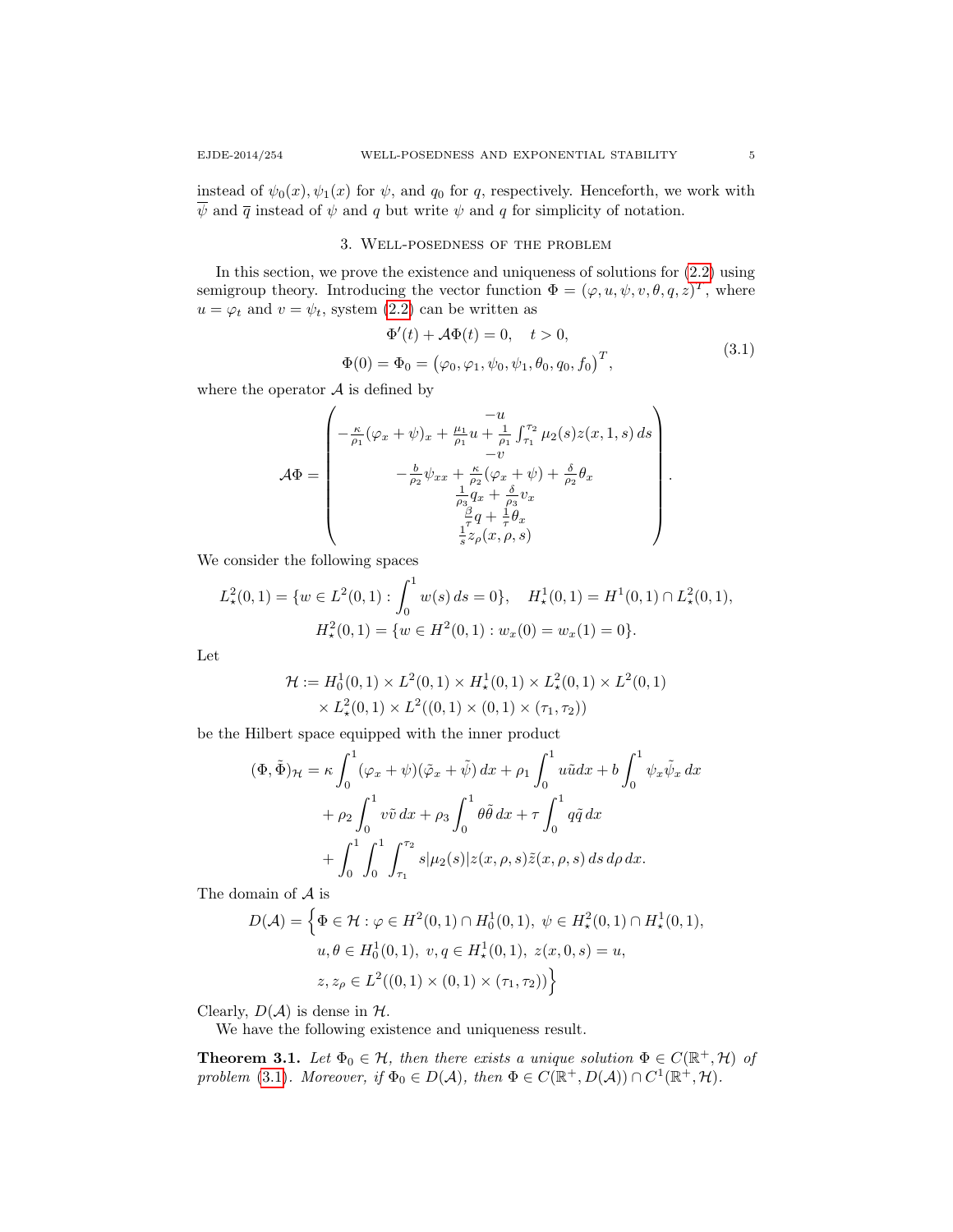instead of $\psi_0(x), \psi_1(x)$ for $\psi$, and $q_0$ for $q$, respectively. Henceforth, we work with $\overline{\psi}$ and $\overline{q}$ instead of $\psi$ and $q$ but write $\psi$ and $q$ for simplicity of notation.

## 3. Well-posedness of the problem

In this section, we prove the existence and uniqueness of solutions for (2.2) using semigroup theory. Introducing the vector function $\Phi = (\varphi, u, \psi, v, \theta, q, z)^T$, where $u = \varphi_t$ and $v = \psi_t$, system (2.2) can be written as

$$
\begin{gathered}
\Phi'(t) + \mathcal{A}\Phi(t) = 0, \quad t > 0, \\
\Phi(0) = \Phi_0 = \left(\varphi_0, \varphi_1, \psi_0, \psi_1, \theta_0, q_0, f_0\right)^T,
\end{gathered}
\tag{3.1}
$$

where the operator $\mathcal{A}$ is defined by

$$
\mathcal{A}\Phi = \begin{pmatrix}
-u \\
-\frac{\kappa}{\rho_1}(\varphi_x + \psi)_x + \frac{\mu_1}{\rho_1}u + \frac{1}{\rho_1}\int_{\tau_1}^{\tau_2} \mu_2(s) z(x,1,s)\,ds \\
-v \\
-\frac{b}{\rho_2}\psi_{xx} + \frac{\kappa}{\rho_2}(\varphi_x + \psi) + \frac{\delta}{\rho_2}\theta_x \\
\frac{1}{\rho_3}q_x + \frac{\delta}{\rho_3}v_x \\
\frac{\beta}{\tau}q + \frac{1}{\tau}\theta_x \\
\frac{1}{s}z_\rho(x,\rho,s)
\end{pmatrix}.
$$

We consider the following spaces

$$
\begin{gathered}
L^2_\star(0,1) = \{w \in L^2(0,1) : \int_0^1 w(s)\,ds = 0\}, \quad H^1_\star(0,1) = H^1(0,1) \cap L^2_\star(0,1), \\
H^2_\star(0,1) = \{w \in H^2(0,1) : w_x(0) = w_x(1) = 0\}.
\end{gathered}
$$

Let

$$
\begin{aligned}
\mathcal{H} := {} & H^1_0(0,1) \times L^2(0,1) \times H^1_\star(0,1) \times L^2_\star(0,1) \times L^2(0,1) \\
& \times L^2_\star(0,1) \times L^2((0,1) \times (0,1) \times (\tau_1, \tau_2))
\end{aligned}
$$

be the Hilbert space equipped with the inner product

$$
\begin{aligned}
(\Phi, \tilde{\Phi})_{\mathcal{H}} = {} & \kappa \int_0^1 (\varphi_x + \psi)(\tilde{\varphi}_x + \tilde{\psi})\,dx + \rho_1 \int_0^1 u\tilde{u}dx + b\int_0^1 \psi_x \tilde{\psi}_x\,dx \\
& + \rho_2 \int_0^1 v\tilde{v}\,dx + \rho_3 \int_0^1 \theta\tilde{\theta}\,dx + \tau\int_0^1 q\tilde{q}\,dx \\
& + \int_0^1 \int_0^1 \int_{\tau_1}^{\tau_2} s|\mu_2(s)| z(x,\rho,s)\tilde{z}(x,\rho,s)\,ds\,d\rho\,dx.
\end{aligned}
$$

The domain of $\mathcal{A}$ is

$$
\begin{aligned}
D(\mathcal{A}) = \Big\{ & \Phi \in \mathcal{H} : \varphi \in H^2(0,1) \cap H^1_0(0,1),\ \psi \in H^2_\star(0,1) \cap H^1_\star(0,1), \\
& u, \theta \in H^1_0(0,1),\ v, q \in H^1_\star(0,1),\ z(x,0,s) = u, \\
& z, z_\rho \in L^2((0,1) \times (0,1) \times (\tau_1, \tau_2)) \Big\}
\end{aligned}
$$

Clearly, $D(\mathcal{A})$ is dense in $\mathcal{H}$.

We have the following existence and uniqueness result.

**Theorem 3.1.** *Let $\Phi_0 \in \mathcal{H}$, then there exists a unique solution $\Phi \in C(\mathbb{R}^+, \mathcal{H})$ of problem (3.1). Moreover, if $\Phi_0 \in D(\mathcal{A})$, then $\Phi \in C(\mathbb{R}^+, D(\mathcal{A})) \cap C^1(\mathbb{R}^+, \mathcal{H})$.*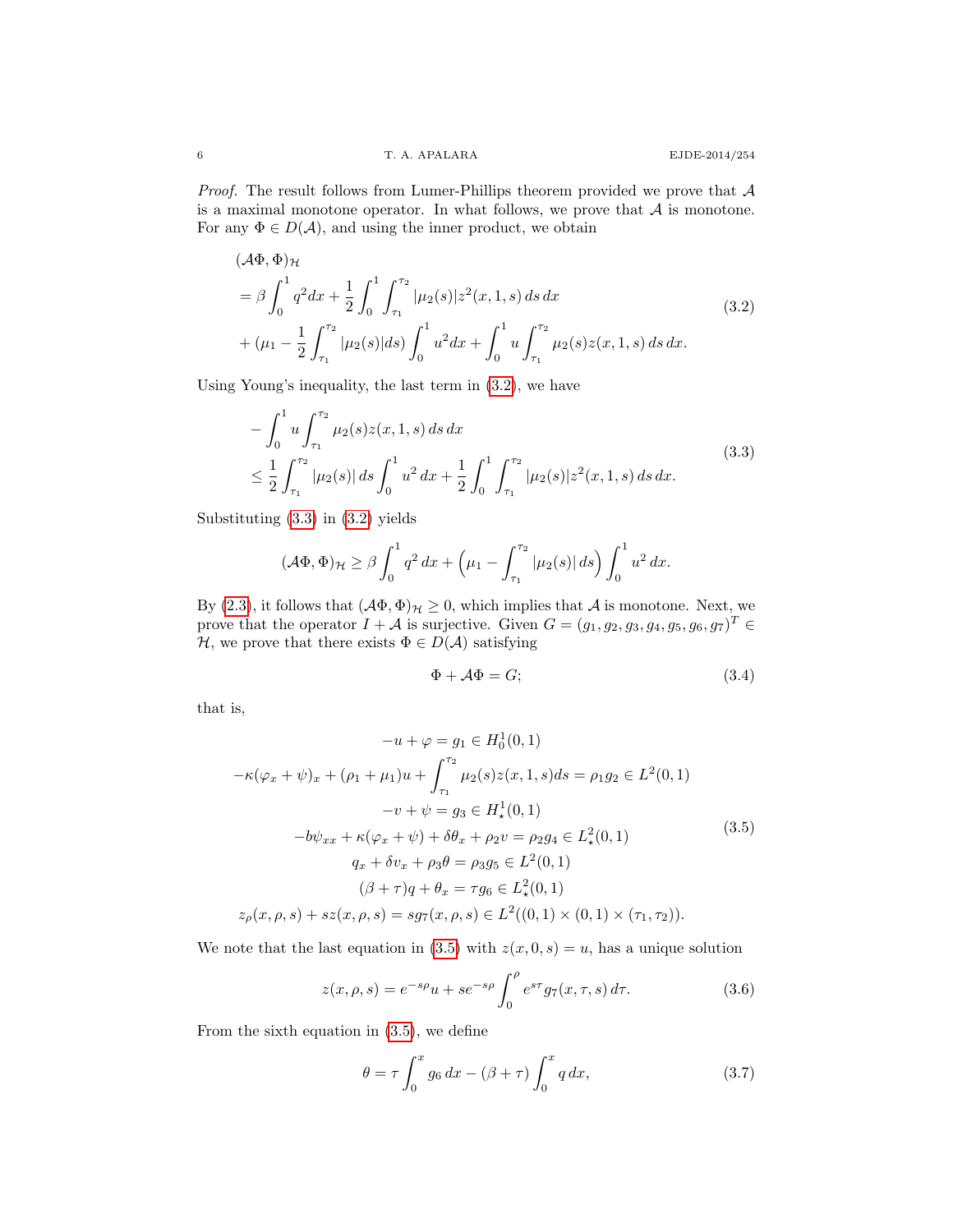*Proof.* The result follows from Lumer-Phillips theorem provided we prove that $\mathcal{A}$ is a maximal monotone operator. In what follows, we prove that $\mathcal{A}$ is monotone. For any $\Phi \in D(\mathcal{A})$, and using the inner product, we obtain

$$
\begin{aligned}
&(\mathcal{A}\Phi, \Phi)_{\mathcal{H}} \\
&= \beta \int_0^1 q^2 dx + \frac{1}{2}\int_0^1 \int_{\tau_1}^{\tau_2} |\mu_2(s)| z^2(x,1,s)\, ds\, dx \\
&+ (\mu_1 - \frac{1}{2}\int_{\tau_1}^{\tau_2} |\mu_2(s)| ds) \int_0^1 u^2 dx + \int_0^1 u \int_{\tau_1}^{\tau_2} \mu_2(s) z(x,1,s)\, ds\, dx.
\end{aligned} \tag{3.2}
$$

Using Young's inequality, the last term in (3.2), we have

$$
\begin{aligned}
&- \int_0^1 u \int_{\tau_1}^{\tau_2} \mu_2(s) z(x,1,s)\, ds\, dx \\
&\le \frac{1}{2}\int_{\tau_1}^{\tau_2} |\mu_2(s)|\, ds \int_0^1 u^2\, dx + \frac{1}{2}\int_0^1 \int_{\tau_1}^{\tau_2} |\mu_2(s)| z^2(x,1,s)\, ds\, dx.
\end{aligned} \tag{3.3}
$$

Substituting (3.3) in (3.2) yields

$$
(\mathcal{A}\Phi, \Phi)_{\mathcal{H}} \ge \beta \int_0^1 q^2\, dx + \Big(\mu_1 - \int_{\tau_1}^{\tau_2} |\mu_2(s)|\, ds\Big) \int_0^1 u^2\, dx.
$$

By (2.3), it follows that $(\mathcal{A}\Phi, \Phi)_{\mathcal{H}} \ge 0$, which implies that $\mathcal{A}$ is monotone. Next, we prove that the operator $I + \mathcal{A}$ is surjective. Given $G = (g_1, g_2, g_3, g_4, g_5, g_6, g_7)^T \in \mathcal{H}$, we prove that there exists $\Phi \in D(\mathcal{A})$ satisfying

$$
\Phi + \mathcal{A}\Phi = G; \tag{3.4}
$$

that is,

$$
\begin{gathered}
-u + \varphi = g_1 \in H_0^1(0,1) \\
-\kappa(\varphi_x + \psi)_x + (\rho_1 + \mu_1) u + \int_{\tau_1}^{\tau_2} \mu_2(s) z(x,1,s) ds = \rho_1 g_2 \in L^2(0,1) \\
-v + \psi = g_3 \in H_\star^1(0,1) \\
-b\psi_{xx} + \kappa(\varphi_x + \psi) + \delta\theta_x + \rho_2 v = \rho_2 g_4 \in L_\star^2(0,1) \\
q_x + \delta v_x + \rho_3 \theta = \rho_3 g_5 \in L^2(0,1) \\
(\beta + \tau) q + \theta_x = \tau g_6 \in L_\star^2(0,1) \\
z_\rho(x,\rho,s) + s z(x,\rho,s) = s g_7(x,\rho,s) \in L^2((0,1) \times (0,1) \times (\tau_1, \tau_2)).
\end{gathered} \tag{3.5}
$$

We note that the last equation in (3.5) with $z(x,0,s) = u$, has a unique solution

$$
z(x,\rho,s) = e^{-s\rho} u + s e^{-s\rho} \int_0^\rho e^{s\tau} g_7(x,\tau,s)\, d\tau. \tag{3.6}
$$

From the sixth equation in (3.5), we define

$$
\theta = \tau \int_0^x g_6\, dx - (\beta + \tau) \int_0^x q\, dx, \tag{3.7}
$$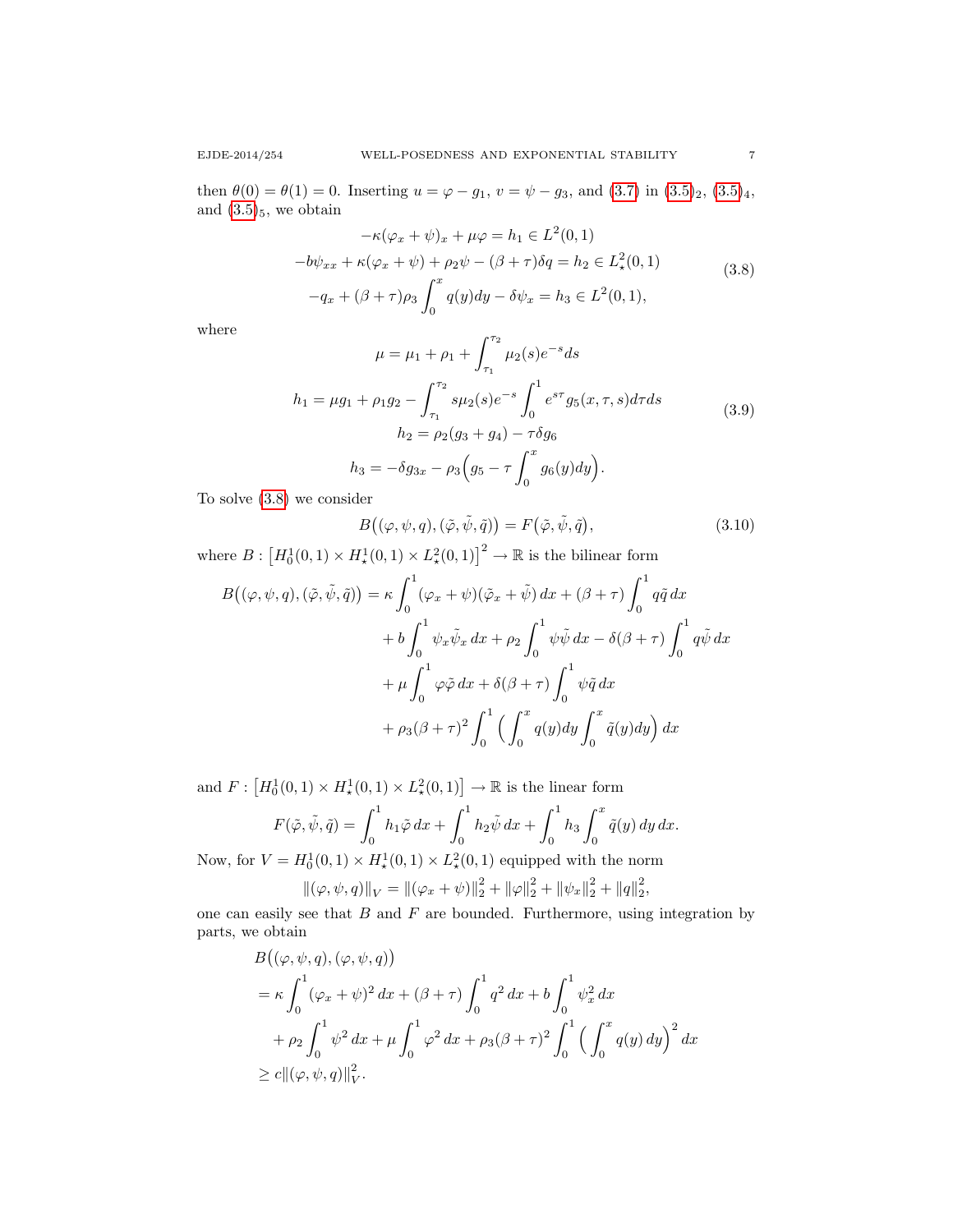then $\theta(0) = \theta(1) = 0$. Inserting $u = \varphi - g_1$, $v = \psi - g_3$, and (3.7) in $(3.5)_2$, $(3.5)_4$, and $(3.5)_5$, we obtain

$$
\begin{gathered}
-\kappa(\varphi_x + \psi)_x + \mu\varphi = h_1 \in L^2(0,1) \\
-b\psi_{xx} + \kappa(\varphi_x + \psi) + \rho_2\psi - (\beta + \tau)\delta q = h_2 \in L^2_\star(0,1) \\
-q_x + (\beta + \tau)\rho_3 \int_0^x q(y)dy - \delta\psi_x = h_3 \in L^2(0,1),
\end{gathered}
\tag{3.8}
$$

where

$$
\begin{gathered}
\mu = \mu_1 + \rho_1 + \int_{\tau_1}^{\tau_2} \mu_2(s)e^{-s}ds \\
h_1 = \mu g_1 + \rho_1 g_2 - \int_{\tau_1}^{\tau_2} s\mu_2(s)e^{-s} \int_0^1 e^{s\tau} g_5(x,\tau,s)d\tau ds \\
h_2 = \rho_2(g_3 + g_4) - \tau\delta g_6 \\
h_3 = -\delta g_{3x} - \rho_3\Big(g_5 - \tau \int_0^x g_6(y)dy\Big).
\end{gathered}
\tag{3.9}
$$

To solve (3.8) we consider

$$
B\big((\varphi, \psi, q), (\tilde\varphi, \tilde\psi, \tilde q)\big) = F\big(\tilde\varphi, \tilde\psi, \tilde q\big),
\tag{3.10}
$$

where $B : \big[H_0^1(0,1) \times H_\star^1(0,1) \times L_\star^2(0,1)\big]^2 \to \mathbb{R}$ is the bilinear form

$$
\begin{aligned}
B\big((\varphi, \psi, q), (\tilde\varphi, \tilde\psi, \tilde q)\big) &= \kappa \int_0^1 (\varphi_x + \psi)(\tilde\varphi_x + \tilde\psi)\,dx + (\beta + \tau)\int_0^1 q\tilde q\,dx \\
&\quad + b\int_0^1 \psi_x\tilde\psi_x\,dx + \rho_2 \int_0^1 \psi\tilde\psi\,dx - \delta(\beta + \tau)\int_0^1 q\tilde\psi\,dx \\
&\quad + \mu \int_0^1 \varphi\tilde\varphi\,dx + \delta(\beta + \tau)\int_0^1 \psi\tilde q\,dx \\
&\quad + \rho_3(\beta + \tau)^2 \int_0^1 \Big(\int_0^x q(y)dy \int_0^x \tilde q(y)dy\Big)\,dx
\end{aligned}
$$

and $F : \big[H_0^1(0,1) \times H_\star^1(0,1) \times L_\star^2(0,1)\big] \to \mathbb{R}$ is the linear form

$$
F(\tilde\varphi, \tilde\psi, \tilde q) = \int_0^1 h_1\tilde\varphi\,dx + \int_0^1 h_2\tilde\psi\,dx + \int_0^1 h_3 \int_0^x \tilde q(y)\,dy\,dx.
$$

Now, for $V = H_0^1(0,1) \times H_\star^1(0,1) \times L_\star^2(0,1)$ equipped with the norm

$$
\|(\varphi, \psi, q)\|_V = \|(\varphi_x + \psi)\|_2^2 + \|\varphi\|_2^2 + \|\psi_x\|_2^2 + \|q\|_2^2,
$$

one can easily see that $B$ and $F$ are bounded. Furthermore, using integration by parts, we obtain

$$
\begin{aligned}
&B\big((\varphi, \psi, q), (\varphi, \psi, q)\big) \\
&= \kappa \int_0^1 (\varphi_x + \psi)^2\,dx + (\beta + \tau)\int_0^1 q^2\,dx + b\int_0^1 \psi_x^2\,dx \\
&\quad + \rho_2 \int_0^1 \psi^2\,dx + \mu \int_0^1 \varphi^2\,dx + \rho_3(\beta + \tau)^2 \int_0^1 \Big(\int_0^x q(y)\,dy\Big)^2\,dx \\
&\geq c\|(\varphi, \psi, q)\|_V^2.
\end{aligned}
$$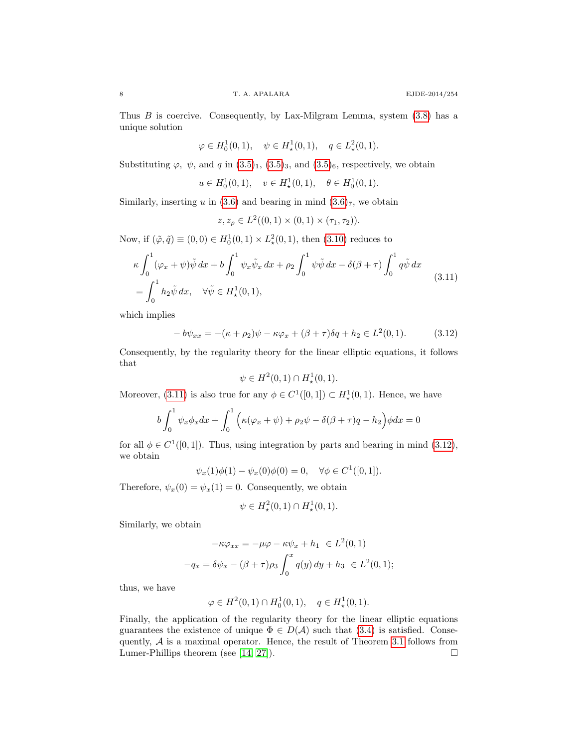Thus $B$ is coercive. Consequently, by Lax-Milgram Lemma, system (3.8) has a unique solution

$$\varphi \in H_0^1(0,1), \quad \psi \in H_\star^1(0,1), \quad q \in L_\star^2(0,1).$$

Substituting $\varphi$, $\psi$, and $q$ in $(3.5)_1$, $(3.5)_3$, and $(3.5)_6$, respectively, we obtain

$$u \in H_0^1(0,1), \quad v \in H_\star^1(0,1), \quad \theta \in H_0^1(0,1).$$

Similarly, inserting $u$ in (3.6) and bearing in mind $(3.6)_7$, we obtain

$$z, z_\rho \in L^2((0,1)\times(0,1)\times(\tau_1,\tau_2)).$$

Now, if $(\tilde{\varphi}, \tilde{q}) \equiv (0,0) \in H_0^1(0,1) \times L_\star^2(0,1)$, then (3.10) reduces to

$$\begin{aligned}
&\kappa \int_0^1 (\varphi_x + \psi)\tilde{\psi}\,dx + b\int_0^1 \psi_x \tilde{\psi}_x\,dx + \rho_2 \int_0^1 \psi\tilde{\psi}\,dx - \delta(\beta+\tau)\int_0^1 q\tilde{\psi}\,dx \\
&= \int_0^1 h_2 \tilde{\psi}\,dx, \quad \forall \tilde{\psi} \in H_\star^1(0,1),
\end{aligned} \tag{3.11}$$

which implies

$$-b\psi_{xx} = -(\kappa+\rho_2)\psi - \kappa\varphi_x + (\beta+\tau)\delta q + h_2 \in L^2(0,1). \tag{3.12}$$

Consequently, by the regularity theory for the linear elliptic equations, it follows that

$$\psi \in H^2(0,1) \cap H_\star^1(0,1).$$

Moreover, (3.11) is also true for any $\phi \in C^1([0,1]) \subset H_\star^1(0,1)$. Hence, we have

$$b\int_0^1 \psi_x \phi_x dx + \int_0^1 \Big(\kappa(\varphi_x+\psi) + \rho_2\psi - \delta(\beta+\tau)q - h_2\Big)\phi dx = 0$$

for all $\phi \in C^1([0,1])$. Thus, using integration by parts and bearing in mind (3.12), we obtain

$$\psi_x(1)\phi(1) - \psi_x(0)\phi(0) = 0, \quad \forall \phi \in C^1([0,1]).$$

Therefore, $\psi_x(0) = \psi_x(1) = 0$. Consequently, we obtain

$$\psi \in H_\star^2(0,1) \cap H_\star^1(0,1).$$

Similarly, we obtain

$$\begin{gathered}
-\kappa\varphi_{xx} = -\mu\varphi - \kappa\psi_x + h_1 \ \in L^2(0,1) \\
-q_x = \delta\psi_x - (\beta+\tau)\rho_3 \int_0^x q(y)\,dy + h_3 \ \in L^2(0,1);
\end{gathered}$$

thus, we have

$$\varphi \in H^2(0,1) \cap H_0^1(0,1), \quad q \in H_\star^1(0,1).$$

Finally, the application of the regularity theory for the linear elliptic equations guarantees the existence of unique $\Phi \in D(\mathcal{A})$ such that (3.4) is satisfied. Consequently, $\mathcal{A}$ is a maximal operator. Hence, the result of Theorem 3.1 follows from Lumer-Phillips theorem (see [14, 27]). $\square$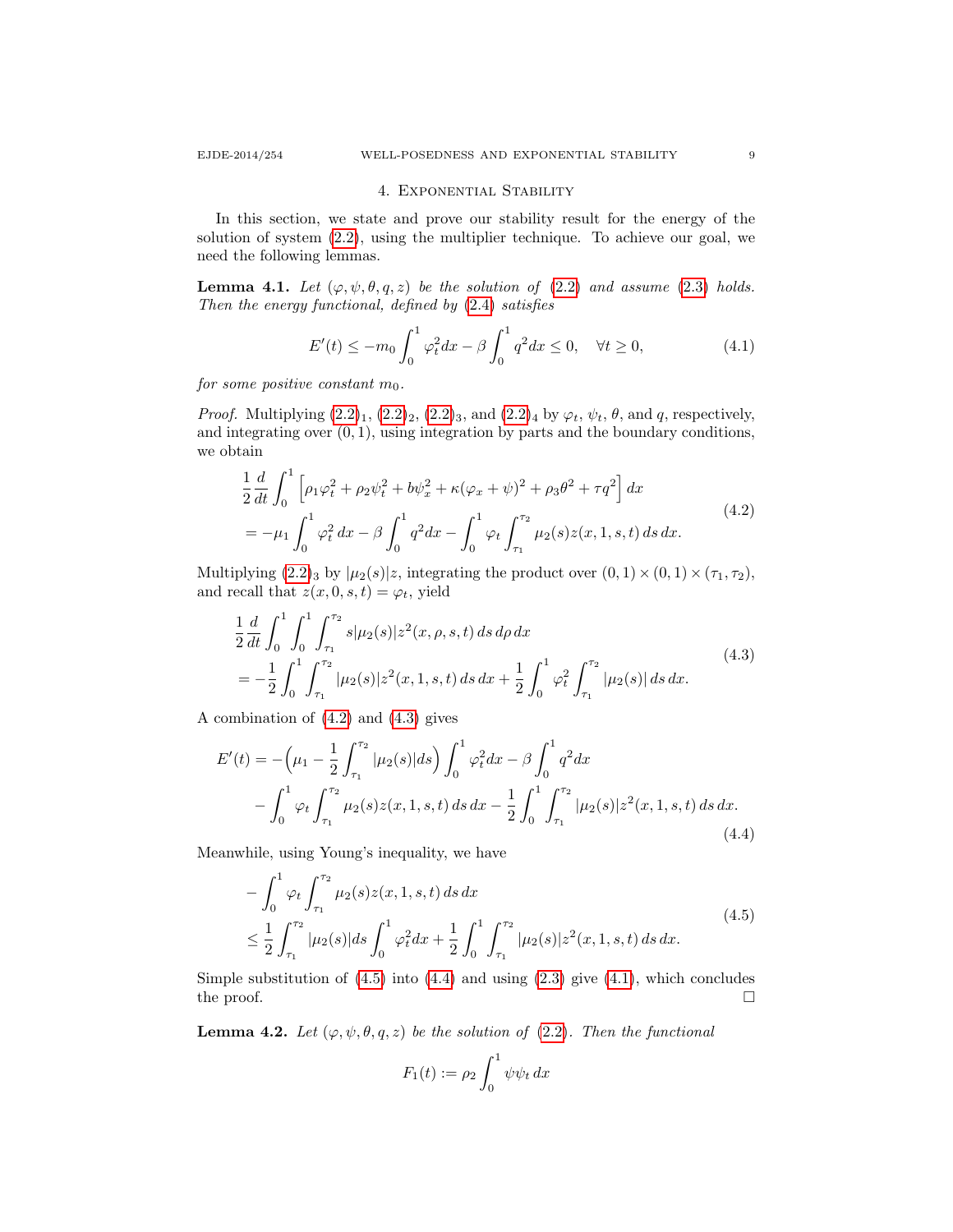## 4. Exponential Stability

In this section, we state and prove our stability result for the energy of the solution of system (2.2), using the multiplier technique. To achieve our goal, we need the following lemmas.

**Lemma 4.1.** *Let $(\varphi, \psi, \theta, q, z)$ be the solution of (2.2) and assume (2.3) holds. Then the energy functional, defined by (2.4) satisfies*

$$E'(t) \le -m_0 \int_0^1 \varphi_t^2 dx - \beta \int_0^1 q^2 dx \le 0, \quad \forall t \ge 0, \tag{4.1}$$

*for some positive constant $m_0$.*

*Proof.* Multiplying $(2.2)_1$, $(2.2)_2$, $(2.2)_3$, and $(2.2)_4$ by $\varphi_t$, $\psi_t$, $\theta$, and $q$, respectively, and integrating over $(0,1)$, using integration by parts and the boundary conditions, we obtain

$$\begin{aligned}
&\frac{1}{2}\frac{d}{dt}\int_0^1 \Big[\rho_1\varphi_t^2 + \rho_2\psi_t^2 + b\psi_x^2 + \kappa(\varphi_x+\psi)^2 + \rho_3\theta^2 + \tau q^2\Big]\,dx \\
&= -\mu_1 \int_0^1 \varphi_t^2\,dx - \beta\int_0^1 q^2 dx - \int_0^1 \varphi_t \int_{\tau_1}^{\tau_2} \mu_2(s) z(x,1,s,t)\,ds\,dx.
\end{aligned} \tag{4.2}$$

Multiplying $(2.2)_3$ by $|\mu_2(s)|z$, integrating the product over $(0,1)\times(0,1)\times(\tau_1,\tau_2)$, and recall that $z(x,0,s,t) = \varphi_t$, yield

$$\begin{aligned}
&\frac{1}{2}\frac{d}{dt}\int_0^1\int_0^1\int_{\tau_1}^{\tau_2} s|\mu_2(s)| z^2(x,\rho,s,t)\,ds\,d\rho\,dx \\
&= -\frac{1}{2}\int_0^1\int_{\tau_1}^{\tau_2} |\mu_2(s)| z^2(x,1,s,t)\,ds\,dx + \frac{1}{2}\int_0^1 \varphi_t^2 \int_{\tau_1}^{\tau_2}|\mu_2(s)|\,ds\,dx.
\end{aligned} \tag{4.3}$$

A combination of (4.2) and (4.3) gives

$$\begin{aligned}
E'(t) &= -\Big(\mu_1 - \frac{1}{2}\int_{\tau_1}^{\tau_2}|\mu_2(s)| ds\Big)\int_0^1 \varphi_t^2 dx - \beta\int_0^1 q^2 dx \\
&\quad - \int_0^1 \varphi_t \int_{\tau_1}^{\tau_2}\mu_2(s) z(x,1,s,t)\,ds\,dx - \frac{1}{2}\int_0^1\int_{\tau_1}^{\tau_2}|\mu_2(s)| z^2(x,1,s,t)\,ds\,dx.
\end{aligned} \tag{4.4}$$

Meanwhile, using Young's inequality, we have

$$\begin{aligned}
&-\int_0^1 \varphi_t \int_{\tau_1}^{\tau_2}\mu_2(s) z(x,1,s,t)\,ds\,dx \\
&\le \frac{1}{2}\int_{\tau_1}^{\tau_2}|\mu_2(s)| ds \int_0^1 \varphi_t^2 dx + \frac{1}{2}\int_0^1\int_{\tau_1}^{\tau_2}|\mu_2(s)| z^2(x,1,s,t)\,ds\,dx.
\end{aligned} \tag{4.5}$$

Simple substitution of (4.5) into (4.4) and using (2.3) give (4.1), which concludes the proof. $\square$

**Lemma 4.2.** *Let $(\varphi, \psi, \theta, q, z)$ be the solution of (2.2). Then the functional*

$$F_1(t) := \rho_2 \int_0^1 \psi\psi_t\,dx$$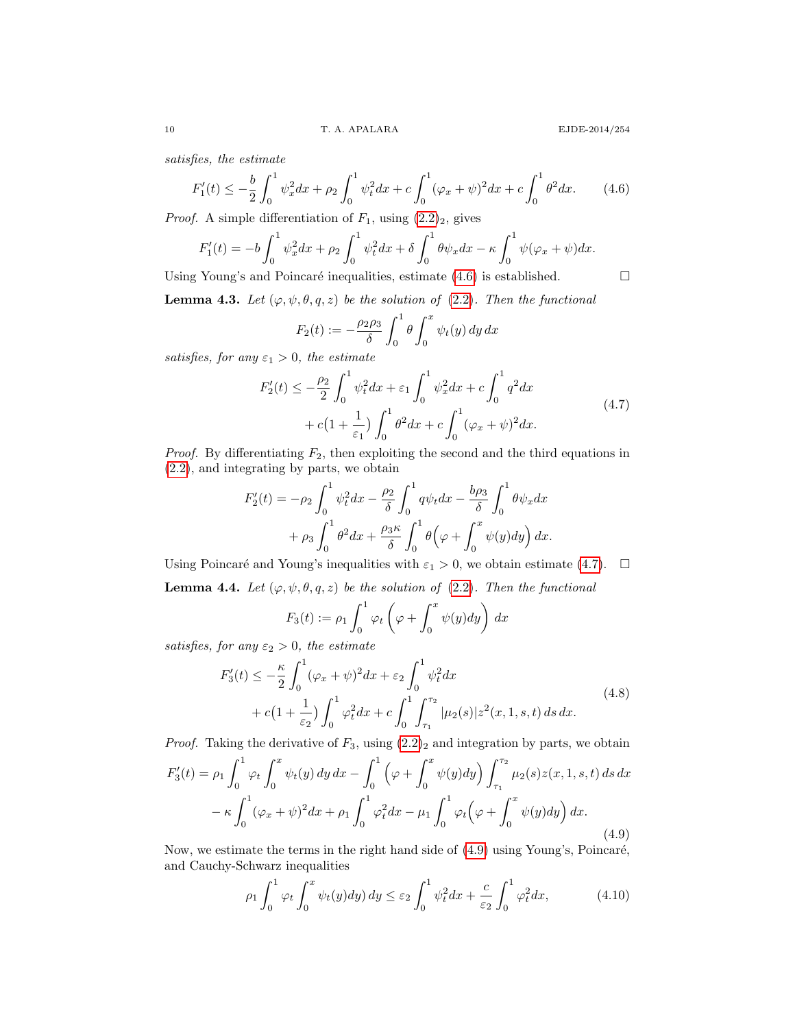*satisfies, the estimate*

$$F_1'(t) \le -\frac{b}{2}\int_0^1 \psi_x^2 dx + \rho_2 \int_0^1 \psi_t^2 dx + c\int_0^1 (\varphi_x+\psi)^2 dx + c\int_0^1 \theta^2 dx. \tag{4.6}$$

*Proof.* A simple differentiation of $F_1$, using $(2.2)_2$, gives

$$F_1'(t) = -b\int_0^1 \psi_x^2 dx + \rho_2 \int_0^1 \psi_t^2 dx + \delta \int_0^1 \theta\psi_x dx - \kappa \int_0^1 \psi(\varphi_x+\psi) dx.$$

Using Young's and Poincaré inequalities, estimate (4.6) is established. □

**Lemma 4.3.** *Let $(\varphi, \psi, \theta, q, z)$ be the solution of (2.2). Then the functional*

$$F_2(t) := -\frac{\rho_2\rho_3}{\delta}\int_0^1 \theta \int_0^x \psi_t(y)\, dy\, dx$$

*satisfies, for any $\varepsilon_1 > 0$, the estimate*

$$\begin{aligned} F_2'(t) \le & -\frac{\rho_2}{2}\int_0^1 \psi_t^2 dx + \varepsilon_1 \int_0^1 \psi_x^2 dx + c\int_0^1 q^2 dx \\ & + c\big(1+\frac{1}{\varepsilon_1}\big)\int_0^1 \theta^2 dx + c\int_0^1 (\varphi_x+\psi)^2 dx. \end{aligned} \tag{4.7}$$

*Proof.* By differentiating $F_2$, then exploiting the second and the third equations in (2.2), and integrating by parts, we obtain

$$\begin{aligned} F_2'(t) = & -\rho_2 \int_0^1 \psi_t^2 dx - \frac{\rho_2}{\delta}\int_0^1 q\psi_t dx - \frac{b\rho_3}{\delta}\int_0^1 \theta\psi_x dx \\ & + \rho_3 \int_0^1 \theta^2 dx + \frac{\rho_3 \kappa}{\delta}\int_0^1 \theta\Big(\varphi + \int_0^x \psi(y) dy\Big)\, dx. \end{aligned}$$

Using Poincaré and Young's inequalities with $\varepsilon_1 > 0$, we obtain estimate (4.7). □

**Lemma 4.4.** *Let $(\varphi, \psi, \theta, q, z)$ be the solution of (2.2). Then the functional*

$$F_3(t) := \rho_1 \int_0^1 \varphi_t \left(\varphi + \int_0^x \psi(y) dy\right)\, dx$$

*satisfies, for any $\varepsilon_2 > 0$, the estimate*

$$\begin{aligned} F_3'(t) \le & -\frac{\kappa}{2}\int_0^1 (\varphi_x+\psi)^2 dx + \varepsilon_2 \int_0^1 \psi_t^2 dx \\ & + c\big(1+\frac{1}{\varepsilon_2}\big)\int_0^1 \varphi_t^2 dx + c\int_0^1 \int_{\tau_1}^{\tau_2} |\mu_2(s)| z^2(x,1,s,t)\, ds\, dx. \end{aligned} \tag{4.8}$$

*Proof.* Taking the derivative of $F_3$, using $(2.2)_2$ and integration by parts, we obtain

$$\begin{aligned} F_3'(t) = & \rho_1 \int_0^1 \varphi_t \int_0^x \psi_t(y)\, dy\, dx - \int_0^1 \Big(\varphi + \int_0^x \psi(y) dy\Big) \int_{\tau_1}^{\tau_2} \mu_2(s) z(x,1,s,t)\, ds\, dx \\ & - \kappa \int_0^1 (\varphi_x+\psi)^2 dx + \rho_1 \int_0^1 \varphi_t^2 dx - \mu_1 \int_0^1 \varphi_t \Big(\varphi + \int_0^x \psi(y) dy\Big)\, dx. \end{aligned} \tag{4.9}$$

Now, we estimate the terms in the right hand side of (4.9) using Young's, Poincaré, and Cauchy-Schwarz inequalities

$$\rho_1 \int_0^1 \varphi_t \int_0^x \psi_t(y) dy)\, dy \le \varepsilon_2 \int_0^1 \psi_t^2 dx + \frac{c}{\varepsilon_2}\int_0^1 \varphi_t^2 dx, \tag{4.10}$$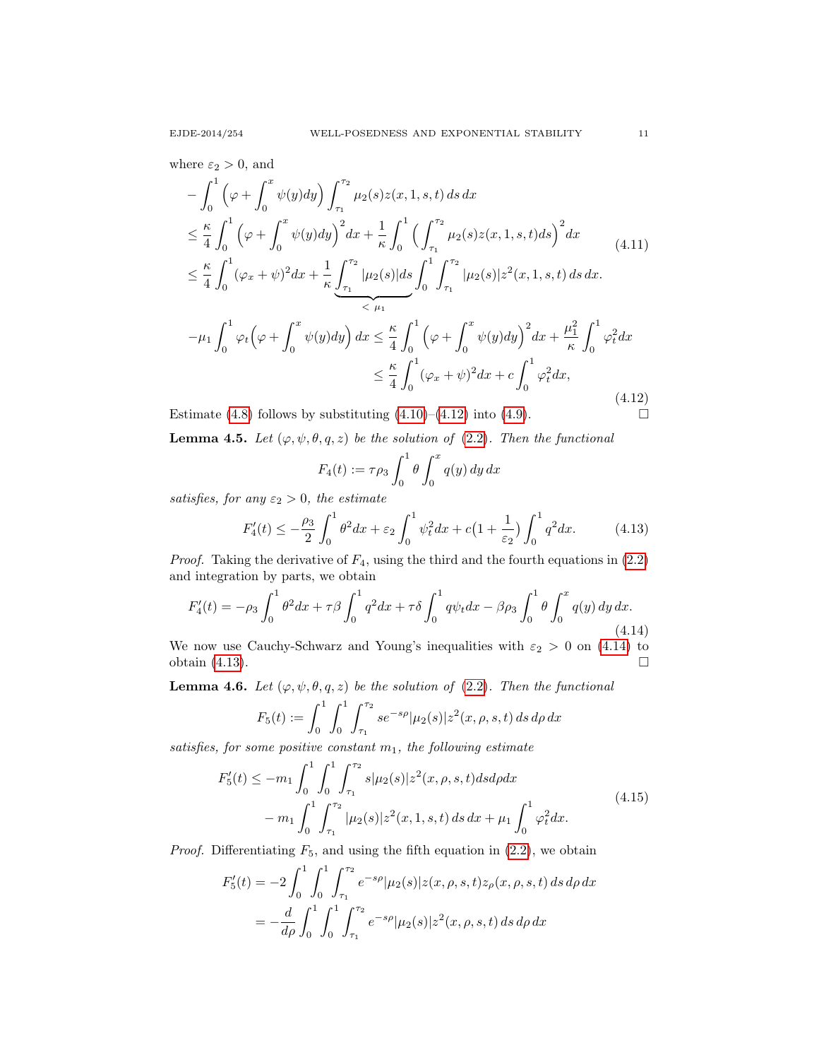where $\varepsilon_2 > 0$, and

$$
\begin{aligned}
&-\int_0^1 \Big(\varphi + \int_0^x \psi(y)dy\Big) \int_{\tau_1}^{\tau_2} \mu_2(s) z(x,1,s,t)\,ds\,dx \\
&\le \frac{\kappa}{4}\int_0^1 \Big(\varphi + \int_0^x \psi(y)dy\Big)^2 dx + \frac{1}{\kappa}\int_0^1 \Big(\int_{\tau_1}^{\tau_2} \mu_2(s) z(x,1,s,t)ds\Big)^2 dx \\
&\le \frac{\kappa}{4}\int_0^1 (\varphi_x+\psi)^2 dx + \frac{1}{\kappa}\underbrace{\int_{\tau_1}^{\tau_2}|\mu_2(s)|ds}_{<\,\mu_1}\int_0^1\int_{\tau_1}^{\tau_2}|\mu_2(s)| z^2(x,1,s,t)\,ds\,dx.
\end{aligned}
\tag{4.11}
$$

$$
\begin{aligned}
-\mu_1\int_0^1 \varphi_t\Big(\varphi + \int_0^x \psi(y)dy\Big)\,dx &\le \frac{\kappa}{4}\int_0^1 \Big(\varphi + \int_0^x \psi(y)dy\Big)^2 dx + \frac{\mu_1^2}{\kappa}\int_0^1 \varphi_t^2 dx \\
&\le \frac{\kappa}{4}\int_0^1 (\varphi_x+\psi)^2 dx + c\int_0^1 \varphi_t^2 dx,
\end{aligned}
\tag{4.12}
$$

Estimate (4.8) follows by substituting (4.10)–(4.12) into (4.9). □

**Lemma 4.5.** *Let $(\varphi,\psi,\theta,q,z)$ be the solution of (2.2). Then the functional*

$$
F_4(t) := \tau\rho_3\int_0^1 \theta\int_0^x q(y)\,dy\,dx
$$

*satisfies, for any $\varepsilon_2 > 0$, the estimate*

$$
F_4'(t) \le -\frac{\rho_3}{2}\int_0^1 \theta^2 dx + \varepsilon_2\int_0^1 \psi_t^2 dx + c\big(1+\frac{1}{\varepsilon_2}\big)\int_0^1 q^2 dx. \tag{4.13}
$$

*Proof.* Taking the derivative of $F_4$, using the third and the fourth equations in (2.2) and integration by parts, we obtain

$$
F_4'(t) = -\rho_3\int_0^1 \theta^2 dx + \tau\beta\int_0^1 q^2 dx + \tau\delta\int_0^1 q\psi_t dx - \beta\rho_3\int_0^1 \theta\int_0^x q(y)\,dy\,dx.
\tag{4.14}
$$

We now use Cauchy-Schwarz and Young's inequalities with $\varepsilon_2 > 0$ on (4.14) to obtain (4.13). □

**Lemma 4.6.** *Let $(\varphi,\psi,\theta,q,z)$ be the solution of (2.2). Then the functional*

$$
F_5(t) := \int_0^1\int_0^1\int_{\tau_1}^{\tau_2} s e^{-s\rho}|\mu_2(s)| z^2(x,\rho,s,t)\,ds\,d\rho\,dx
$$

*satisfies, for some positive constant $m_1$, the following estimate*

$$
\begin{aligned}
F_5'(t) \le &-m_1\int_0^1\int_0^1\int_{\tau_1}^{\tau_2} s|\mu_2(s)| z^2(x,\rho,s,t) ds d\rho dx \\
&- m_1\int_0^1\int_{\tau_1}^{\tau_2}|\mu_2(s)| z^2(x,1,s,t)\,ds\,dx + \mu_1\int_0^1 \varphi_t^2 dx.
\end{aligned}
\tag{4.15}
$$

*Proof.* Differentiating $F_5$, and using the fifth equation in (2.2), we obtain

$$
\begin{aligned}
F_5'(t) &= -2\int_0^1\int_0^1\int_{\tau_1}^{\tau_2} e^{-s\rho}|\mu_2(s)| z(x,\rho,s,t) z_\rho(x,\rho,s,t)\,ds\,d\rho\,dx \\
&= -\frac{d}{d\rho}\int_0^1\int_0^1\int_{\tau_1}^{\tau_2} e^{-s\rho}|\mu_2(s)| z^2(x,\rho,s,t)\,ds\,d\rho\,dx
\end{aligned}
$$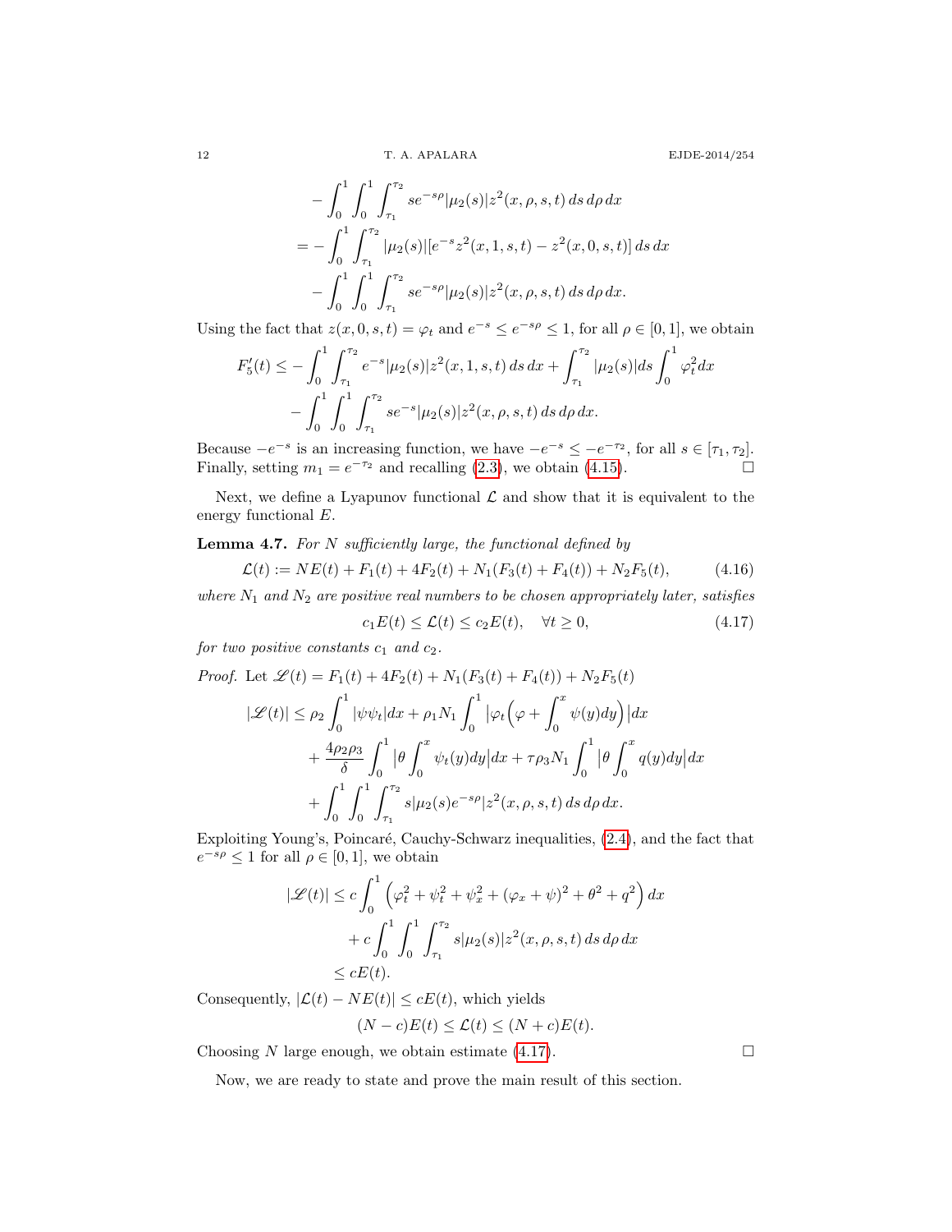$$
\begin{aligned}
&-\int_0^1\int_0^1\int_{\tau_1}^{\tau_2} se^{-s\rho}|\mu_2(s)|z^2(x,\rho,s,t)\,ds\,d\rho\,dx\\
&=-\int_0^1\int_{\tau_1}^{\tau_2}|\mu_2(s)|[e^{-s}z^2(x,1,s,t)-z^2(x,0,s,t)]\,ds\,dx\\
&\quad-\int_0^1\int_0^1\int_{\tau_1}^{\tau_2} se^{-s\rho}|\mu_2(s)|z^2(x,\rho,s,t)\,ds\,d\rho\,dx.
\end{aligned}
$$

Using the fact that $z(x,0,s,t)=\varphi_t$ and $e^{-s}\le e^{-s\rho}\le 1$, for all $\rho\in[0,1]$, we obtain

$$
\begin{aligned}
F_5'(t)\le&-\int_0^1\int_{\tau_1}^{\tau_2}e^{-s}|\mu_2(s)|z^2(x,1,s,t)\,ds\,dx+\int_{\tau_1}^{\tau_2}|\mu_2(s)|ds\int_0^1\varphi_t^2dx\\
&-\int_0^1\int_0^1\int_{\tau_1}^{\tau_2} se^{-s}|\mu_2(s)|z^2(x,\rho,s,t)\,ds\,d\rho\,dx.
\end{aligned}
$$

Because $-e^{-s}$ is an increasing function, we have $-e^{-s}\le -e^{-\tau_2}$, for all $s\in[\tau_1,\tau_2]$. Finally, setting $m_1=e^{-\tau_2}$ and recalling (2.3), we obtain (4.15). $\square$

Next, we define a Lyapunov functional $\mathcal{L}$ and show that it is equivalent to the energy functional $E$.

**Lemma 4.7.** *For $N$ sufficiently large, the functional defined by*

$$
\mathcal{L}(t):=NE(t)+F_1(t)+4F_2(t)+N_1(F_3(t)+F_4(t))+N_2F_5(t), \tag{4.16}
$$

*where $N_1$ and $N_2$ are positive real numbers to be chosen appropriately later, satisfies*

$$
c_1E(t)\le\mathcal{L}(t)\le c_2E(t),\quad \forall t\ge 0, \tag{4.17}
$$

*for two positive constants $c_1$ and $c_2$.*

*Proof.* Let $\mathscr{L}(t)=F_1(t)+4F_2(t)+N_1(F_3(t)+F_4(t))+N_2F_5(t)$

$$
\begin{aligned}
|\mathscr{L}(t)|\le&\ \rho_2\int_0^1|\psi\psi_t|dx+\rho_1N_1\int_0^1\Big|\varphi_t\Big(\varphi+\int_0^x\psi(y)dy\Big)\Big|dx\\
&+\frac{4\rho_2\rho_3}{\delta}\int_0^1\Big|\theta\int_0^x\psi_t(y)dy\Big|dx+\tau\rho_3N_1\int_0^1\Big|\theta\int_0^x q(y)dy\Big|dx\\
&+\int_0^1\int_0^1\int_{\tau_1}^{\tau_2}s|\mu_2(s)e^{-s\rho}|z^2(x,\rho,s,t)\,ds\,d\rho\,dx.
\end{aligned}
$$

Exploiting Young's, Poincaré, Cauchy-Schwarz inequalities, (2.4), and the fact that $e^{-s\rho}\le 1$ for all $\rho\in[0,1]$, we obtain

$$
\begin{aligned}
|\mathscr{L}(t)|&\le c\int_0^1\Big(\varphi_t^2+\psi_t^2+\psi_x^2+(\varphi_x+\psi)^2+\theta^2+q^2\Big)\,dx\\
&\quad+c\int_0^1\int_0^1\int_{\tau_1}^{\tau_2}s|\mu_2(s)|z^2(x,\rho,s,t)\,ds\,d\rho\,dx\\
&\le cE(t).
\end{aligned}
$$

Consequently, $|\mathcal{L}(t)-NE(t)|\le cE(t)$, which yields

$$
(N-c)E(t)\le\mathcal{L}(t)\le(N+c)E(t).
$$

Choosing $N$ large enough, we obtain estimate (4.17). $\square$

Now, we are ready to state and prove the main result of this section.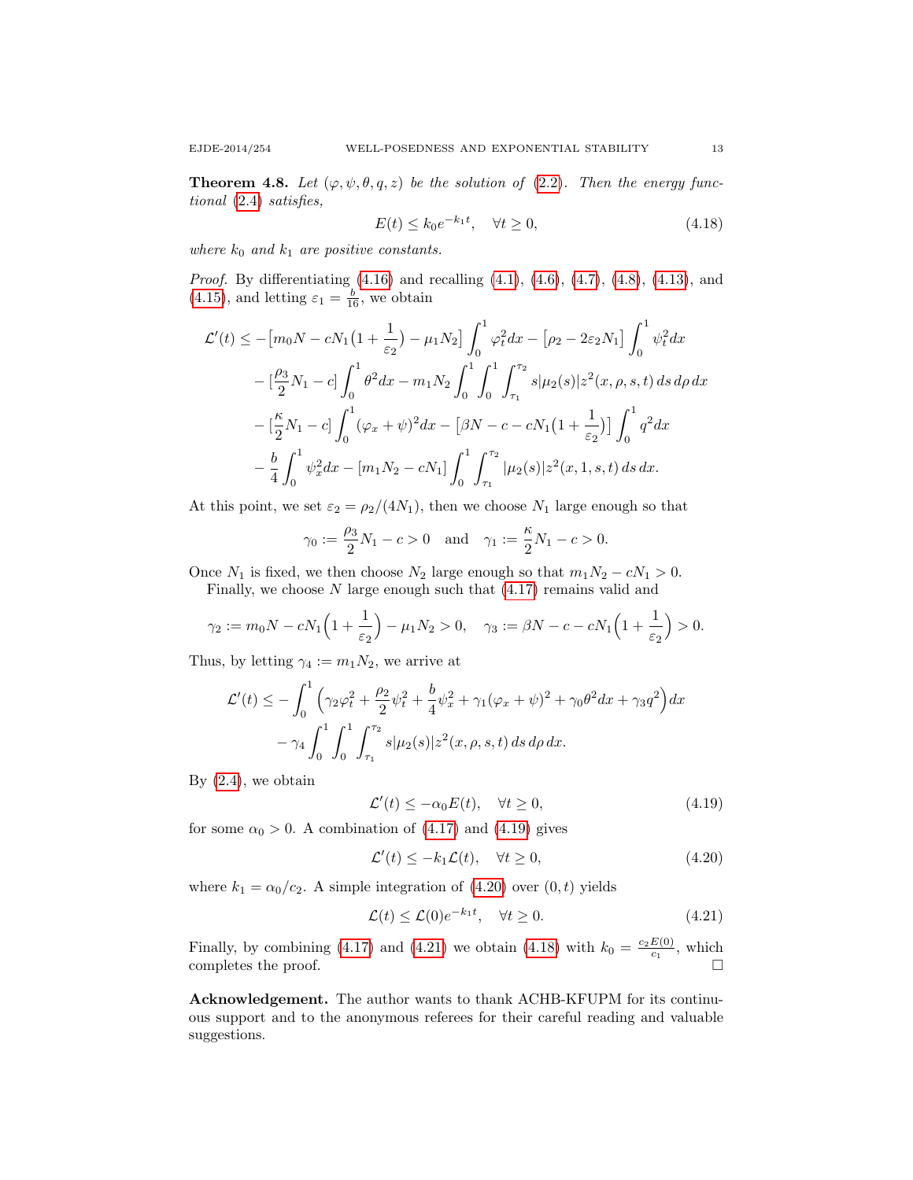**Theorem 4.8.** *Let $(\varphi, \psi, \theta, q, z)$ be the solution of (2.2). Then the energy functional (2.4) satisfies,*

$$E(t) \le k_0 e^{-k_1 t}, \quad \forall t \ge 0, \tag{4.18}$$

*where $k_0$ and $k_1$ are positive constants.*

*Proof.* By differentiating (4.16) and recalling (4.1), (4.6), (4.7), (4.8), (4.13), and (4.15), and letting $\varepsilon_1 = \frac{b}{16}$, we obtain

$$\begin{aligned}
\mathcal{L}'(t) \le & -\big[m_0 N - cN_1\big(1 + \frac{1}{\varepsilon_2}\big) - \mu_1 N_2\big] \int_0^1 \varphi_t^2 dx - \big[\rho_2 - 2\varepsilon_2 N_1\big] \int_0^1 \psi_t^2 dx \\
& - [\frac{\rho_3}{2} N_1 - c] \int_0^1 \theta^2 dx - m_1 N_2 \int_0^1 \int_0^1 \int_{\tau_1}^{\tau_2} s|\mu_2(s)| z^2(x, \rho, s, t)\, ds\, d\rho\, dx \\
& - [\frac{\kappa}{2} N_1 - c] \int_0^1 (\varphi_x + \psi)^2 dx - \big[\beta N - c - cN_1\big(1 + \frac{1}{\varepsilon_2}\big)\big] \int_0^1 q^2 dx \\
& - \frac{b}{4} \int_0^1 \psi_x^2 dx - [m_1 N_2 - cN_1] \int_0^1 \int_{\tau_1}^{\tau_2} |\mu_2(s)| z^2(x, 1, s, t)\, ds\, dx.
\end{aligned}$$

At this point, we set $\varepsilon_2 = \rho_2/(4N_1)$, then we choose $N_1$ large enough so that

$$\gamma_0 := \frac{\rho_3}{2} N_1 - c > 0 \quad \text{and} \quad \gamma_1 := \frac{\kappa}{2} N_1 - c > 0.$$

Once $N_1$ is fixed, we then choose $N_2$ large enough so that $m_1 N_2 - cN_1 > 0$.

Finally, we choose $N$ large enough such that (4.17) remains valid and

$$\gamma_2 := m_0 N - cN_1\Big(1 + \frac{1}{\varepsilon_2}\Big) - \mu_1 N_2 > 0, \quad \gamma_3 := \beta N - c - cN_1\Big(1 + \frac{1}{\varepsilon_2}\Big) > 0.$$

Thus, by letting $\gamma_4 := m_1 N_2$, we arrive at

$$\begin{aligned}
\mathcal{L}'(t) \le & -\int_0^1 \Big(\gamma_2 \varphi_t^2 + \frac{\rho_2}{2} \psi_t^2 + \frac{b}{4} \psi_x^2 + \gamma_1 (\varphi_x + \psi)^2 + \gamma_0 \theta^2 dx + \gamma_3 q^2\Big) dx \\
& - \gamma_4 \int_0^1 \int_0^1 \int_{\tau_1}^{\tau_2} s|\mu_2(s)| z^2(x, \rho, s, t)\, ds\, d\rho\, dx.
\end{aligned}$$

By (2.4), we obtain

$$\mathcal{L}'(t) \le -\alpha_0 E(t), \quad \forall t \ge 0, \tag{4.19}$$

for some $\alpha_0 > 0$. A combination of (4.17) and (4.19) gives

$$\mathcal{L}'(t) \le -k_1 \mathcal{L}(t), \quad \forall t \ge 0, \tag{4.20}$$

where $k_1 = \alpha_0 / c_2$. A simple integration of (4.20) over $(0, t)$ yields

$$\mathcal{L}(t) \le \mathcal{L}(0) e^{-k_1 t}, \quad \forall t \ge 0. \tag{4.21}$$

Finally, by combining (4.17) and (4.21) we obtain (4.18) with $k_0 = \frac{c_2 E(0)}{c_1}$, which completes the proof. $\square$

**Acknowledgement.** The author wants to thank ACHB-KFUPM for its continuous support and to the anonymous referees for their careful reading and valuable suggestions.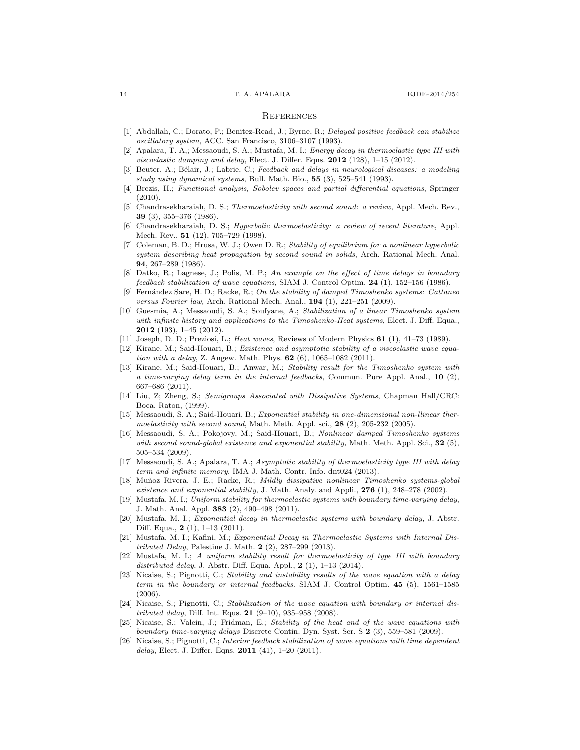## References

[1] Abdallah, C.; Dorato, P.; Benitez-Read, J.; Byrne, R.; *Delayed positive feedback can stabilize oscillatory system*, ACC. San Francisco, 3106–3107 (1993).

[2] Apalara, T. A,; Messaoudi, S. A,; Mustafa, M. I.; *Energy decay in thermoelastic type III with viscoelastic damping and delay*, Elect. J. Differ. Eqns. **2012** (128), 1–15 (2012).

[3] Beuter, A.; Bélair, J.; Labrie, C.; *Feedback and delays in neurological diseases: a modeling study using dynamical systems*, Bull. Math. Bio., **55** (3), 525–541 (1993).

[4] Brezis, H.; *Functional analysis, Sobolev spaces and partial differential equations*, Springer (2010).

[5] Chandrasekharaiah, D. S.; *Thermoelasticity with second sound: a review*, Appl. Mech. Rev., **39** (3), 355–376 (1986).

[6] Chandrasekharaiah, D. S.; *Hyperbolic thermoelasticity: a review of recent literature*, Appl. Mech. Rev., **51** (12), 705–729 (1998).

[7] Coleman, B. D.; Hrusa, W. J.; Owen D. R.; *Stability of equilibrium for a nonlinear hyperbolic system describing heat propagation by second sound in solids*, Arch. Rational Mech. Anal. **94**, 267–289 (1986).

[8] Datko, R.; Lagnese, J.; Polis, M. P.; *An example on the effect of time delays in boundary feedback stabilization of wave equations*, SIAM J. Control Optim. **24** (1), 152–156 (1986).

[9] Fernández Sare, H. D.; Racke, R.; *On the stability of damped Timoshenko systems: Cattaneo versus Fourier law,* Arch. Rational Mech. Anal., **194** (1), 221–251 (2009).

[10] Guesmia, A.; Messaoudi, S. A.; Soufyane, A.; *Stabilization of a linear Timoshenko system with infinite history and applications to the Timoshenko-Heat systems*, Elect. J. Diff. Equa., **2012** (193), 1–45 (2012).

[11] Joseph, D. D.; Preziosi, L.; *Heat waves*, Reviews of Modern Physics **61** (1), 41–73 (1989).

[12] Kirane, M.; Said-Houari, B.; *Existence and asymptotic stability of a viscoelastic wave equation with a delay*, Z. Angew. Math. Phys. **62** (6), 1065–1082 (2011).

[13] Kirane, M.; Said-Houari, B.; Anwar, M.; *Stability result for the Timoshenko system with a time-varying delay term in the internal feedbacks*, Commun. Pure Appl. Anal., **10** (2), 667–686 (2011).

[14] Liu, Z; Zheng, S.; *Semigroups Associated with Dissipative Systems*, Chapman Hall/CRC: Boca, Raton, (1999).

[15] Messaoudi, S. A.; Said-Houari, B.; *Exponential stability in one-dimensional non-llinear thermoelasticity with second sound*, Math. Meth. Appl. sci., **28** (2), 205-232 (2005).

[16] Messaoudi, S. A.; Pokojovy, M.; Said-Houari, B.; *Nonlinear damped Timoshenko systems with second sound-global existence and exponential stability,* Math. Meth. Appl. Sci., **32** (5), 505–534 (2009).

[17] Messaoudi, S. A.; Apalara, T. A.; *Asymptotic stability of thermoelasticity type III with delay term and infinite memory*, IMA J. Math. Contr. Info. dnt024 (2013).

[18] Muñoz Rivera, J. E.; Racke, R.; *Mildly dissipative nonlinear Timoshenko systems-global existence and exponential stability*, J. Math. Analy. and Appli., **276** (1), 248–278 (2002).

[19] Mustafa, M. I.; *Uniform stability for thermoelastic systems with boundary time-varying delay*, J. Math. Anal. Appl. **383** (2), 490–498 (2011).

[20] Mustafa, M. I.; *Exponential decay in thermoelastic systems with boundary delay*, J. Abstr. Diff. Equa., **2** (1), 1–13 (2011).

[21] Mustafa, M. I.; Kafini, M.; *Exponential Decay in Thermoelastic Systems with Internal Distributed Delay*, Palestine J. Math. **2** (2), 287–299 (2013).

[22] Mustafa, M. I.; *A uniform stability result for thermoelasticity of type III with boundary distributed delay*, J. Abstr. Diff. Equa. Appl., **2** (1), 1–13 (2014).

[23] Nicaise, S.; Pignotti, C.; *Stability and instability results of the wave equation with a delay term in the boundary or internal feedbacks*. SIAM J. Control Optim. **45** (5), 1561–1585 (2006).

[24] Nicaise, S.; Pignotti, C.; *Stabilization of the wave equation with boundary or internal distributed delay*, Diff. Int. Equs. **21** (9–10), 935–958 (2008).

[25] Nicaise, S.; Valein, J.; Fridman, E.; *Stability of the heat and of the wave equations with boundary time-varying delays* Discrete Contin. Dyn. Syst. Ser. S **2** (3), 559–581 (2009).

[26] Nicaise, S.; Pignotti, C.; *Interior feedback stabilization of wave equations with time dependent delay*, Elect. J. Differ. Eqns. **2011** (41), 1–20 (2011).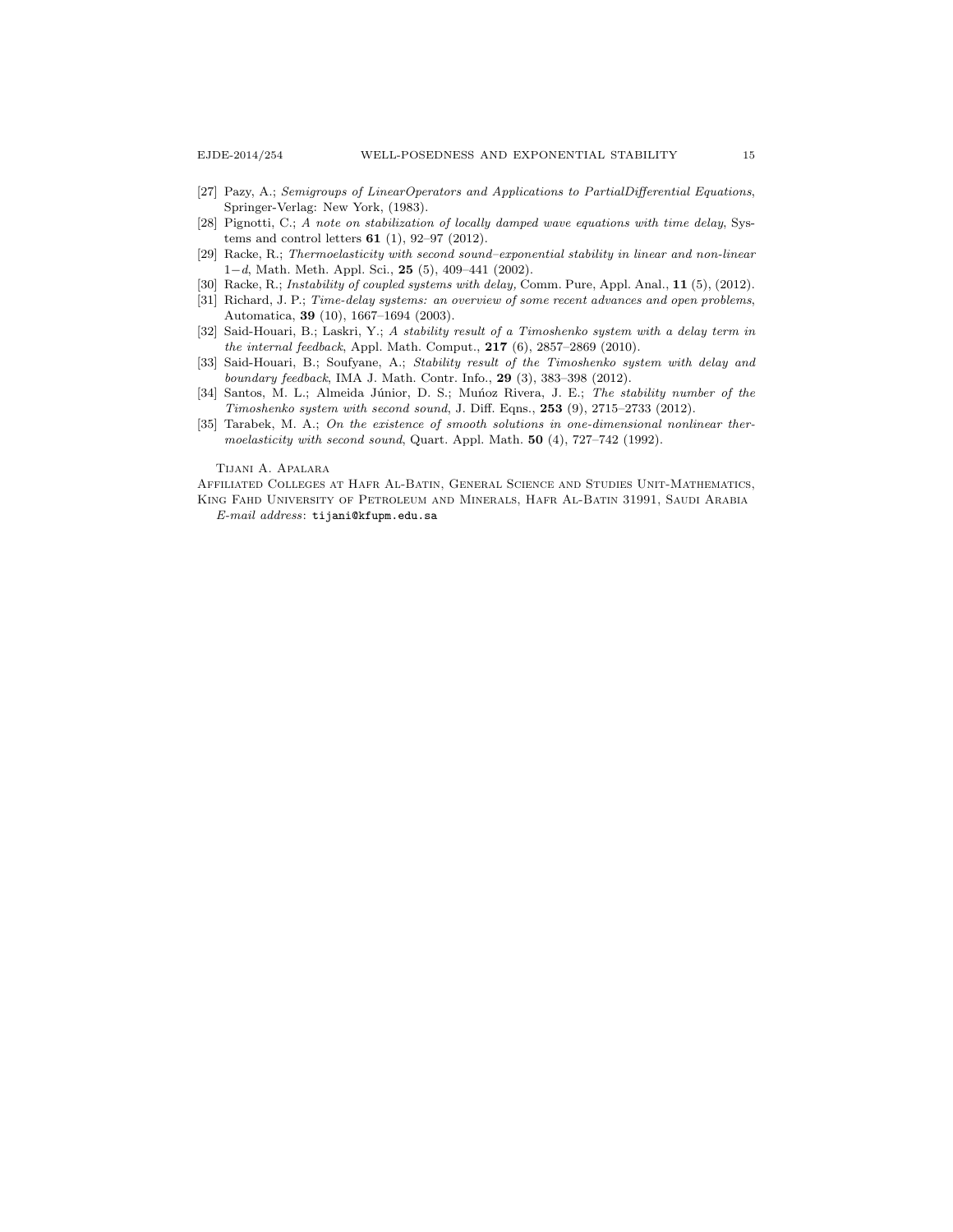[27] Pazy, A.; *Semigroups of LinearOperators and Applications to PartialDifferential Equations*, Springer-Verlag: New York, (1983).

[28] Pignotti, C.; *A note on stabilization of locally damped wave equations with time delay*, Systems and control letters **61** (1), 92–97 (2012).

[29] Racke, R.; *Thermoelasticity with second sound–exponential stability in linear and non-linear 1−d*, Math. Meth. Appl. Sci., **25** (5), 409–441 (2002).

[30] Racke, R.; *Instability of coupled systems with delay,* Comm. Pure, Appl. Anal., **11** (5), (2012).

[31] Richard, J. P.; *Time-delay systems: an overview of some recent advances and open problems*, Automatica, **39** (10), 1667–1694 (2003).

[32] Said-Houari, B.; Laskri, Y.; *A stability result of a Timoshenko system with a delay term in the internal feedback*, Appl. Math. Comput., **217** (6), 2857–2869 (2010).

[33] Said-Houari, B.; Soufyane, A.; *Stability result of the Timoshenko system with delay and boundary feedback*, IMA J. Math. Contr. Info., **29** (3), 383–398 (2012).

[34] Santos, M. L.; Almeida Júnior, D. S.; Muńoz Rivera, J. E.; *The stability number of the Timoshenko system with second sound*, J. Diff. Eqns., **253** (9), 2715–2733 (2012).

[35] Tarabek, M. A.; *On the existence of smooth solutions in one-dimensional nonlinear thermoelasticity with second sound*, Quart. Appl. Math. **50** (4), 727–742 (1992).

Tijani A. Apalara

Affiliated Colleges at Hafr Al-Batin, General Science and Studies Unit-Mathematics, King Fahd University of Petroleum and Minerals, Hafr Al-Batin 31991, Saudi Arabia

*E-mail address*: tijani@kfupm.edu.sa